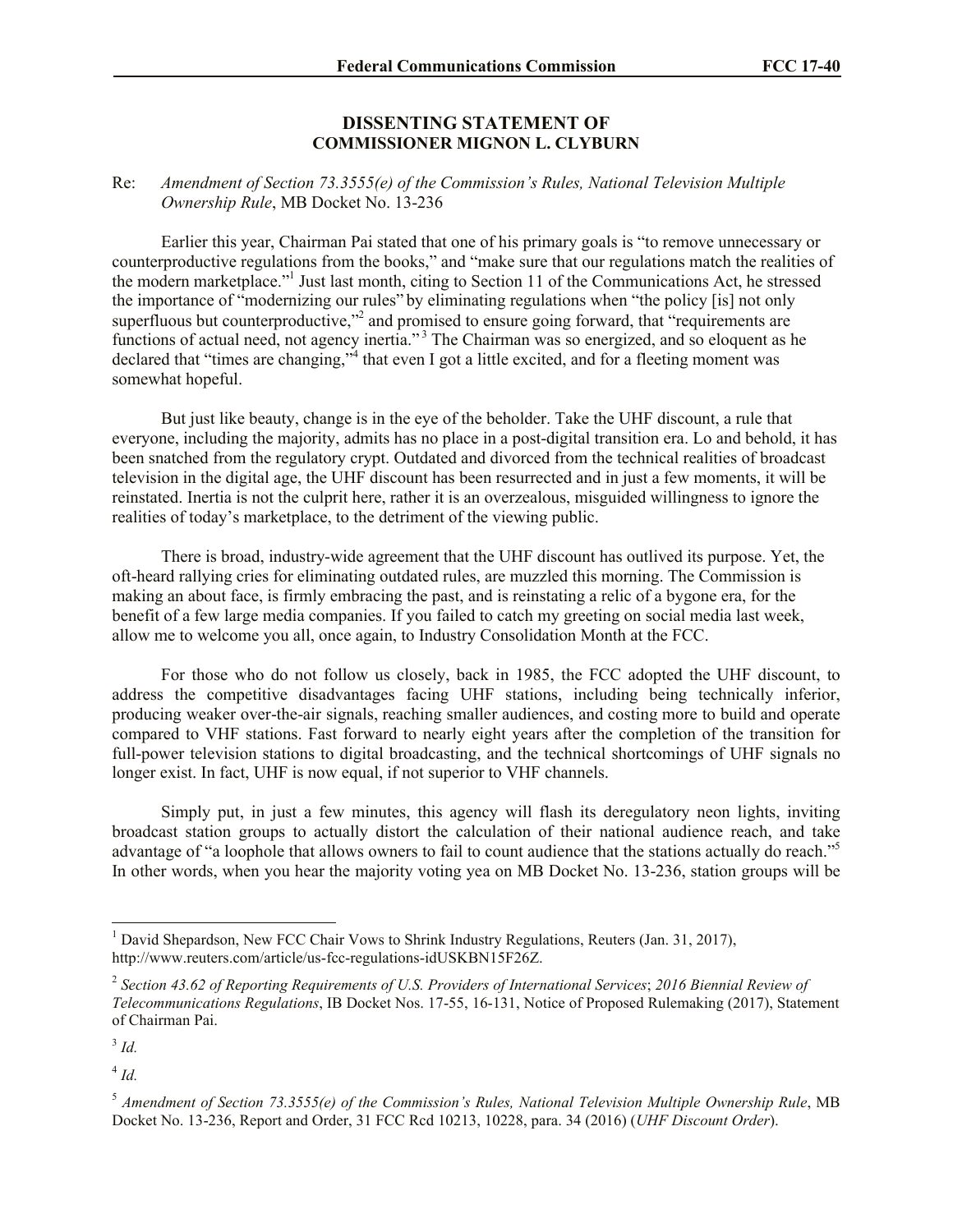## DISSENTING STATEMENT OF COMMISSIONER MIGNON L. CLYBURN

Re: *Amendment of Section 73.3555(e) of the Commission's Rules, National Television Multiple Ownership Rule*, MB Docket No. 13-236

Earlier this year, Chairman Pai stated that one of his primary goals is "to remove unnecessary or counterproductive regulations from the books," and "make sure that our regulations match the realities of the modern marketplace."[1] Just last month, citing to Section 11 of the Communications Act, he stressed the importance of "modernizing our rules" by eliminating regulations when "the policy [is] not only superfluous but counterproductive,"[2] and promised to ensure going forward, that "requirements are functions of actual need, not agency inertia."[3] The Chairman was so energized, and so eloquent as he declared that "times are changing,"[4] that even I got a little excited, and for a fleeting moment was somewhat hopeful.

But just like beauty, change is in the eye of the beholder. Take the UHF discount, a rule that everyone, including the majority, admits has no place in a post-digital transition era. Lo and behold, it has been snatched from the regulatory crypt. Outdated and divorced from the technical realities of broadcast television in the digital age, the UHF discount has been resurrected and in just a few moments, it will be reinstated. Inertia is not the culprit here, rather it is an overzealous, misguided willingness to ignore the realities of today's marketplace, to the detriment of the viewing public.

There is broad, industry-wide agreement that the UHF discount has outlived its purpose. Yet, the oft-heard rallying cries for eliminating outdated rules, are muzzled this morning. The Commission is making an about face, is firmly embracing the past, and is reinstating a relic of a bygone era, for the benefit of a few large media companies. If you failed to catch my greeting on social media last week, allow me to welcome you all, once again, to Industry Consolidation Month at the FCC.

For those who do not follow us closely, back in 1985, the FCC adopted the UHF discount, to address the competitive disadvantages facing UHF stations, including being technically inferior, producing weaker over-the-air signals, reaching smaller audiences, and costing more to build and operate compared to VHF stations. Fast forward to nearly eight years after the completion of the transition for full-power television stations to digital broadcasting, and the technical shortcomings of UHF signals no longer exist. In fact, UHF is now equal, if not superior to VHF channels.

Simply put, in just a few minutes, this agency will flash its deregulatory neon lights, inviting broadcast station groups to actually distort the calculation of their national audience reach, and take advantage of "a loophole that allows owners to fail to count audience that the stations actually do reach."[5] In other words, when you hear the majority voting yea on MB Docket No. 13-236, station groups will be

---

[1] David Shepardson, New FCC Chair Vows to Shrink Industry Regulations, Reuters (Jan. 31, 2017), http://www.reuters.com/article/us-fcc-regulations-idUSKBN15F26Z.

[2] *Section 43.62 of Reporting Requirements of U.S. Providers of International Services*; *2016 Biennial Review of Telecommunications Regulations*, IB Docket Nos. 17-55, 16-131, Notice of Proposed Rulemaking (2017), Statement of Chairman Pai.

[3] *Id.*

[4] *Id.*

[5] *Amendment of Section 73.3555(e) of the Commission's Rules, National Television Multiple Ownership Rule*, MB Docket No. 13-236, Report and Order, 31 FCC Rcd 10213, 10228, para. 34 (2016) (*UHF Discount Order*).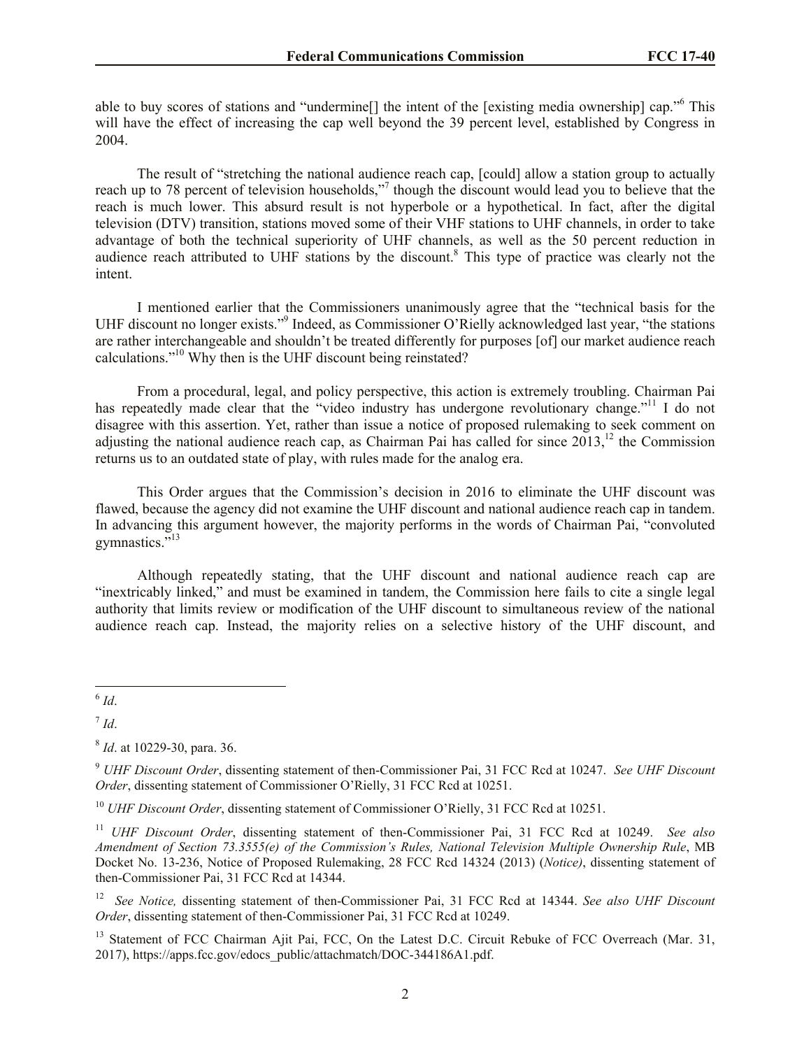able to buy scores of stations and "undermine[] the intent of the [existing media ownership] cap."[6] This will have the effect of increasing the cap well beyond the 39 percent level, established by Congress in 2004.

The result of "stretching the national audience reach cap, [could] allow a station group to actually reach up to 78 percent of television households,"[7] though the discount would lead you to believe that the reach is much lower. This absurd result is not hyperbole or a hypothetical. In fact, after the digital television (DTV) transition, stations moved some of their VHF stations to UHF channels, in order to take advantage of both the technical superiority of UHF channels, as well as the 50 percent reduction in audience reach attributed to UHF stations by the discount.[8] This type of practice was clearly not the intent.

I mentioned earlier that the Commissioners unanimously agree that the "technical basis for the UHF discount no longer exists."[9] Indeed, as Commissioner O'Rielly acknowledged last year, "the stations are rather interchangeable and shouldn't be treated differently for purposes [of] our market audience reach calculations."[10] Why then is the UHF discount being reinstated?

From a procedural, legal, and policy perspective, this action is extremely troubling. Chairman Pai has repeatedly made clear that the "video industry has undergone revolutionary change."[11] I do not disagree with this assertion. Yet, rather than issue a notice of proposed rulemaking to seek comment on adjusting the national audience reach cap, as Chairman Pai has called for since 2013,[12] the Commission returns us to an outdated state of play, with rules made for the analog era.

This Order argues that the Commission's decision in 2016 to eliminate the UHF discount was flawed, because the agency did not examine the UHF discount and national audience reach cap in tandem. In advancing this argument however, the majority performs in the words of Chairman Pai, "convoluted gymnastics."[13]

Although repeatedly stating, that the UHF discount and national audience reach cap are "inextricably linked," and must be examined in tandem, the Commission here fails to cite a single legal authority that limits review or modification of the UHF discount to simultaneous review of the national audience reach cap. Instead, the majority relies on a selective history of the UHF discount, and

---

[6] *Id*.

[7] *Id*.

[8] *Id*. at 10229-30, para. 36.

[9] *UHF Discount Order*, dissenting statement of then-Commissioner Pai, 31 FCC Rcd at 10247. *See UHF Discount Order*, dissenting statement of Commissioner O'Rielly, 31 FCC Rcd at 10251.

[10] *UHF Discount Order*, dissenting statement of Commissioner O'Rielly, 31 FCC Rcd at 10251.

[11] *UHF Discount Order*, dissenting statement of then-Commissioner Pai, 31 FCC Rcd at 10249. *See also Amendment of Section 73.3555(e) of the Commission's Rules, National Television Multiple Ownership Rule*, MB Docket No. 13-236, Notice of Proposed Rulemaking, 28 FCC Rcd 14324 (2013) (*Notice)*, dissenting statement of then-Commissioner Pai, 31 FCC Rcd at 14344.

[12] *See Notice,* dissenting statement of then-Commissioner Pai, 31 FCC Rcd at 14344. *See also UHF Discount Order*, dissenting statement of then-Commissioner Pai, 31 FCC Rcd at 10249.

[13] Statement of FCC Chairman Ajit Pai, FCC, On the Latest D.C. Circuit Rebuke of FCC Overreach (Mar. 31, 2017), https://apps.fcc.gov/edocs_public/attachmatch/DOC-344186A1.pdf.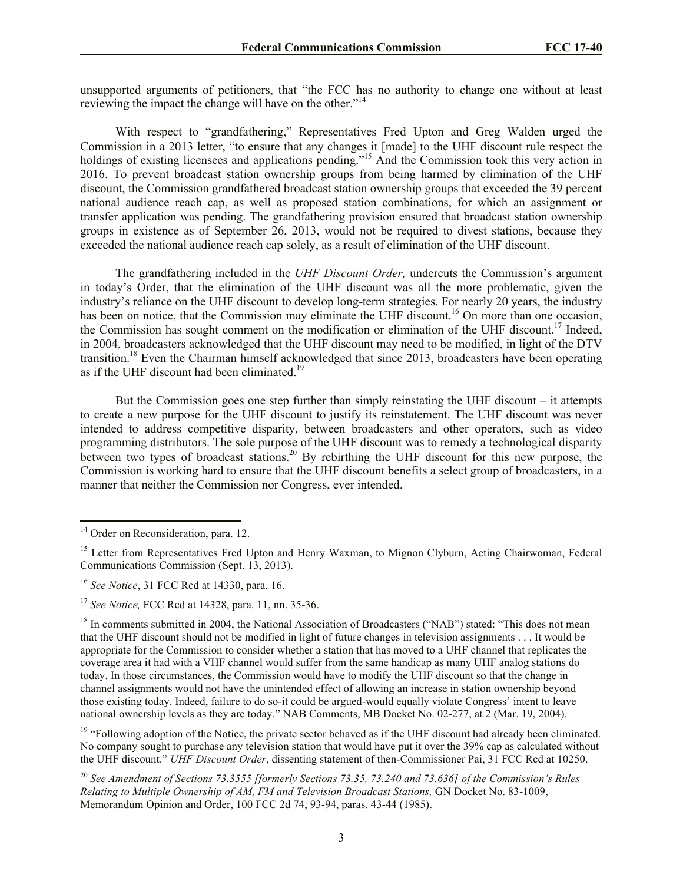unsupported arguments of petitioners, that "the FCC has no authority to change one without at least reviewing the impact the change will have on the other."[14]

With respect to "grandfathering," Representatives Fred Upton and Greg Walden urged the Commission in a 2013 letter, "to ensure that any changes it [made] to the UHF discount rule respect the holdings of existing licensees and applications pending."[15] And the Commission took this very action in 2016. To prevent broadcast station ownership groups from being harmed by elimination of the UHF discount, the Commission grandfathered broadcast station ownership groups that exceeded the 39 percent national audience reach cap, as well as proposed station combinations, for which an assignment or transfer application was pending. The grandfathering provision ensured that broadcast station ownership groups in existence as of September 26, 2013, would not be required to divest stations, because they exceeded the national audience reach cap solely, as a result of elimination of the UHF discount.

The grandfathering included in the *UHF Discount Order,* undercuts the Commission's argument in today's Order, that the elimination of the UHF discount was all the more problematic, given the industry's reliance on the UHF discount to develop long-term strategies. For nearly 20 years, the industry has been on notice, that the Commission may eliminate the UHF discount.[16] On more than one occasion, the Commission has sought comment on the modification or elimination of the UHF discount.[17] Indeed, in 2004, broadcasters acknowledged that the UHF discount may need to be modified, in light of the DTV transition.[18] Even the Chairman himself acknowledged that since 2013, broadcasters have been operating as if the UHF discount had been eliminated.[19]

But the Commission goes one step further than simply reinstating the UHF discount – it attempts to create a new purpose for the UHF discount to justify its reinstatement. The UHF discount was never intended to address competitive disparity, between broadcasters and other operators, such as video programming distributors. The sole purpose of the UHF discount was to remedy a technological disparity between two types of broadcast stations.[20] By rebirthing the UHF discount for this new purpose, the Commission is working hard to ensure that the UHF discount benefits a select group of broadcasters, in a manner that neither the Commission nor Congress, ever intended.

---

[14] Order on Reconsideration, para. 12.

[15] Letter from Representatives Fred Upton and Henry Waxman, to Mignon Clyburn, Acting Chairwoman, Federal Communications Commission (Sept. 13, 2013).

[16] *See Notice*, 31 FCC Rcd at 14330, para. 16.

[17] *See Notice,* FCC Rcd at 14328, para. 11, nn. 35-36.

[18] In comments submitted in 2004, the National Association of Broadcasters ("NAB") stated: "This does not mean that the UHF discount should not be modified in light of future changes in television assignments . . . It would be appropriate for the Commission to consider whether a station that has moved to a UHF channel that replicates the coverage area it had with a VHF channel would suffer from the same handicap as many UHF analog stations do today. In those circumstances, the Commission would have to modify the UHF discount so that the change in channel assignments would not have the unintended effect of allowing an increase in station ownership beyond those existing today. Indeed, failure to do so-it could be argued-would equally violate Congress' intent to leave national ownership levels as they are today." NAB Comments, MB Docket No. 02-277, at 2 (Mar. 19, 2004).

[19] "Following adoption of the Notice, the private sector behaved as if the UHF discount had already been eliminated. No company sought to purchase any television station that would have put it over the 39% cap as calculated without the UHF discount." *UHF Discount Order*, dissenting statement of then-Commissioner Pai, 31 FCC Rcd at 10250.

[20] *See Amendment of Sections 73.3555 [formerly Sections 73.35, 73.240 and 73.636] of the Commission's Rules Relating to Multiple Ownership of AM, FM and Television Broadcast Stations,* GN Docket No. 83-1009, Memorandum Opinion and Order, 100 FCC 2d 74, 93-94, paras. 43-44 (1985).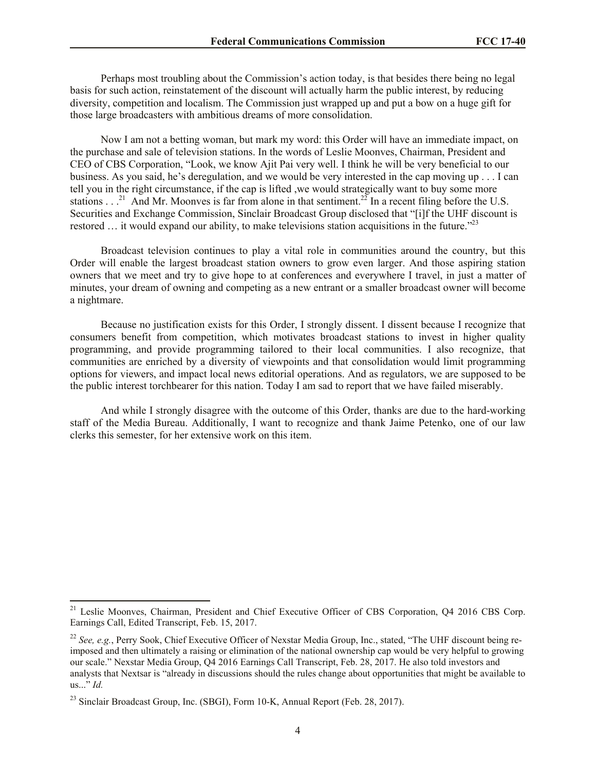Perhaps most troubling about the Commission's action today, is that besides there being no legal basis for such action, reinstatement of the discount will actually harm the public interest, by reducing diversity, competition and localism. The Commission just wrapped up and put a bow on a huge gift for those large broadcasters with ambitious dreams of more consolidation.

Now I am not a betting woman, but mark my word: this Order will have an immediate impact, on the purchase and sale of television stations. In the words of Leslie Moonves, Chairman, President and CEO of CBS Corporation, "Look, we know Ajit Pai very well. I think he will be very beneficial to our business. As you said, he's deregulation, and we would be very interested in the cap moving up . . . I can tell you in the right circumstance, if the cap is lifted ,we would strategically want to buy some more stations . . .[21] And Mr. Moonves is far from alone in that sentiment.[22] In a recent filing before the U.S. Securities and Exchange Commission, Sinclair Broadcast Group disclosed that "[i]f the UHF discount is restored … it would expand our ability, to make televisions station acquisitions in the future."[23]

Broadcast television continues to play a vital role in communities around the country, but this Order will enable the largest broadcast station owners to grow even larger. And those aspiring station owners that we meet and try to give hope to at conferences and everywhere I travel, in just a matter of minutes, your dream of owning and competing as a new entrant or a smaller broadcast owner will become a nightmare.

Because no justification exists for this Order, I strongly dissent. I dissent because I recognize that consumers benefit from competition, which motivates broadcast stations to invest in higher quality programming, and provide programming tailored to their local communities. I also recognize, that communities are enriched by a diversity of viewpoints and that consolidation would limit programming options for viewers, and impact local news editorial operations. And as regulators, we are supposed to be the public interest torchbearer for this nation. Today I am sad to report that we have failed miserably.

And while I strongly disagree with the outcome of this Order, thanks are due to the hard-working staff of the Media Bureau. Additionally, I want to recognize and thank Jaime Petenko, one of our law clerks this semester, for her extensive work on this item.

---

[21] Leslie Moonves, Chairman, President and Chief Executive Officer of CBS Corporation, Q4 2016 CBS Corp. Earnings Call, Edited Transcript, Feb. 15, 2017.

[22] *See, e.g.*, Perry Sook, Chief Executive Officer of Nexstar Media Group, Inc., stated, "The UHF discount being re-imposed and then ultimately a raising or elimination of the national ownership cap would be very helpful to growing our scale." Nexstar Media Group, Q4 2016 Earnings Call Transcript, Feb. 28, 2017. He also told investors and analysts that Nextsar is "already in discussions should the rules change about opportunities that might be available to us..." *Id.*

[23] Sinclair Broadcast Group, Inc. (SBGI), Form 10-K, Annual Report (Feb. 28, 2017).